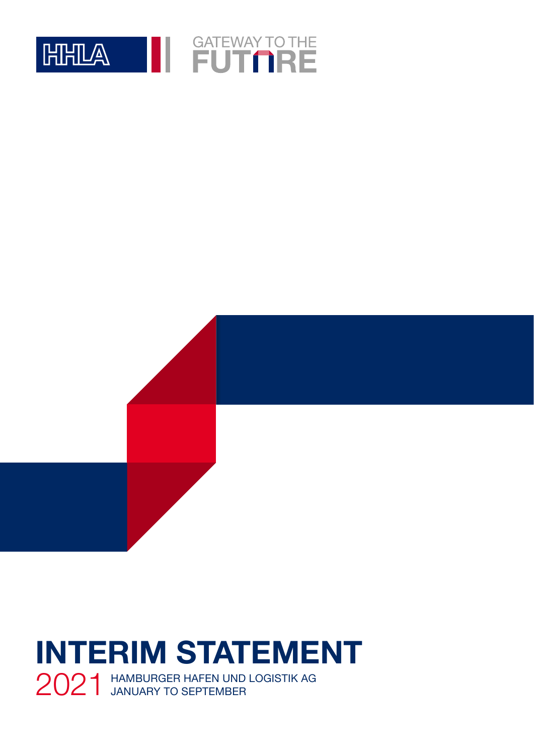HHLA

GATEWAY TO THE FUTURE

# INTERIM STATEMENT

2021 HAMBURGER HAFEN UND LOGISTIK AG
JANUARY TO SEPTEMBER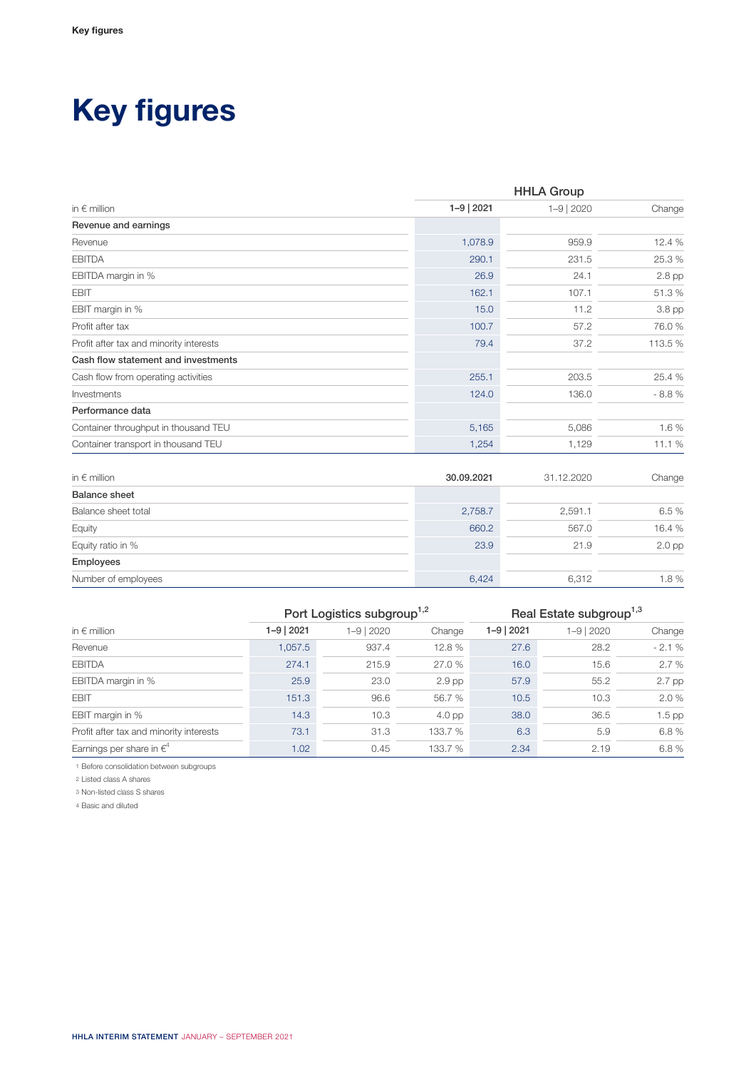# Key figures

| in € million | HHLA Group 1–9 \| 2021 | 1–9 \| 2020 | Change |
|---|---|---|---|
| **Revenue and earnings** | | | |
| Revenue | 1,078.9 | 959.9 | 12.4 % |
| EBITDA | 290.1 | 231.5 | 25.3 % |
| EBITDA margin in % | 26.9 | 24.1 | 2.8 pp |
| EBIT | 162.1 | 107.1 | 51.3 % |
| EBIT margin in % | 15.0 | 11.2 | 3.8 pp |
| Profit after tax | 100.7 | 57.2 | 76.0 % |
| Profit after tax and minority interests | 79.4 | 37.2 | 113.5 % |
| **Cash flow statement and investments** | | | |
| Cash flow from operating activities | 255.1 | 203.5 | 25.4 % |
| Investments | 124.0 | 136.0 | - 8.8 % |
| **Performance data** | | | |
| Container throughput in thousand TEU | 5,165 | 5,086 | 1.6 % |
| Container transport in thousand TEU | 1,254 | 1,129 | 11.1 % |

| in € million | 30.09.2021 | 31.12.2020 | Change |
|---|---|---|---|
| **Balance sheet** | | | |
| Balance sheet total | 2,758.7 | 2,591.1 | 6.5 % |
| Equity | 660.2 | 567.0 | 16.4 % |
| Equity ratio in % | 23.9 | 21.9 | 2.0 pp |
| **Employees** | | | |
| Number of employees | 6,424 | 6,312 | 1.8 % |

| | Port Logistics subgroup[1,2] | | | Real Estate subgroup[1,3] | | |
|---|---|---|---|---|---|---|
| in € million | 1–9 \| 2021 | 1–9 \| 2020 | Change | 1–9 \| 2021 | 1–9 \| 2020 | Change |
| Revenue | 1,057.5 | 937.4 | 12.8 % | 27.6 | 28.2 | - 2.1 % |
| EBITDA | 274.1 | 215.9 | 27.0 % | 16.0 | 15.6 | 2.7 % |
| EBITDA margin in % | 25.9 | 23.0 | 2.9 pp | 57.9 | 55.2 | 2.7 pp |
| EBIT | 151.3 | 96.6 | 56.7 % | 10.5 | 10.3 | 2.0 % |
| EBIT margin in % | 14.3 | 10.3 | 4.0 pp | 38.0 | 36.5 | 1.5 pp |
| Profit after tax and minority interests | 73.1 | 31.3 | 133.7 % | 6.3 | 5.9 | 6.8 % |
| Earnings per share in €[4] | 1.02 | 0.45 | 133.7 % | 2.34 | 2.19 | 6.8 % |

1 Before consolidation between subgroups

2 Listed class A shares

3 Non-listed class S shares

4 Basic and diluted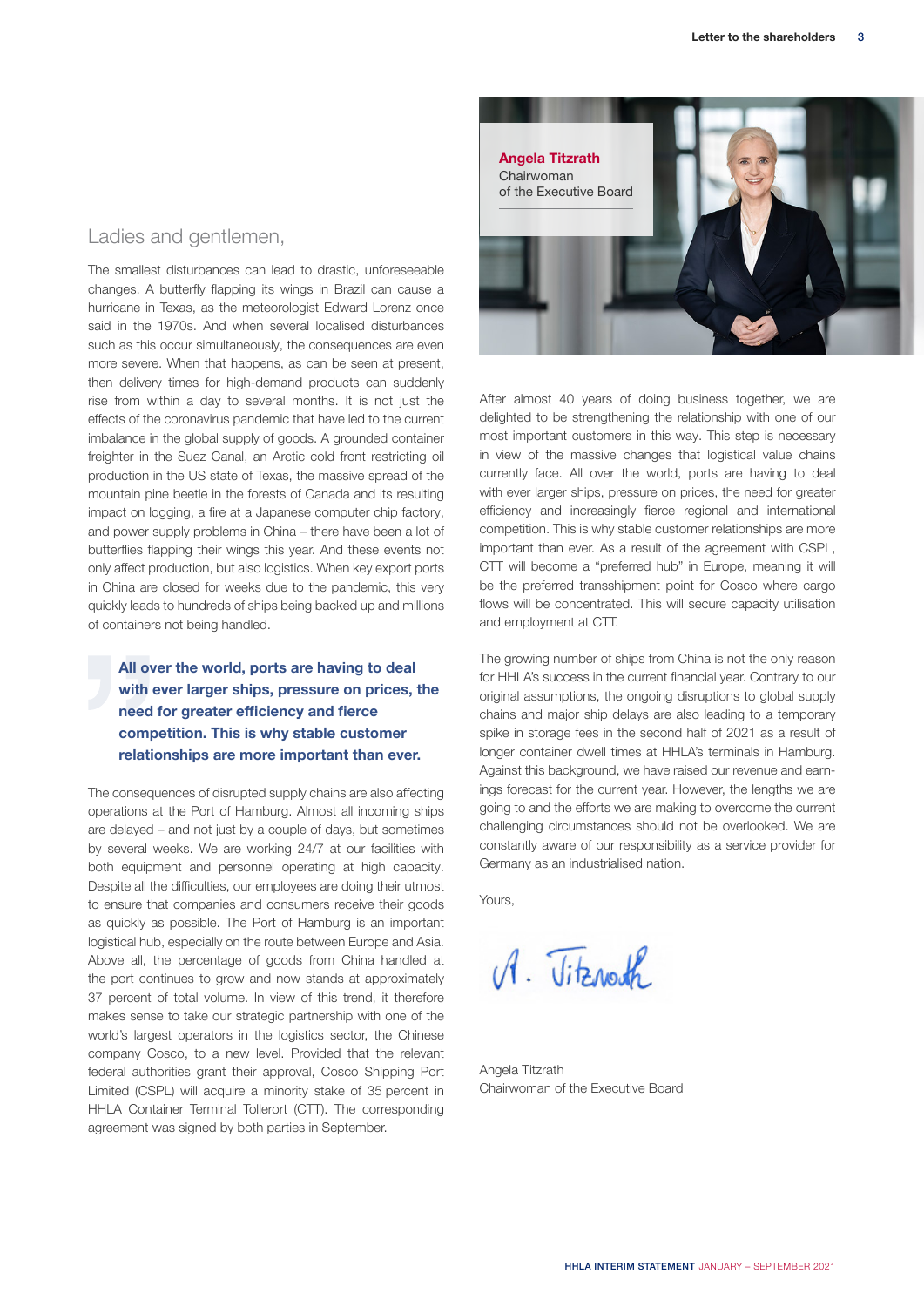**Angela Titzrath**
Chairwoman
of the Executive Board

## Ladies and gentlemen,

The smallest disturbances can lead to drastic, unforeseeable changes. A butterfly flapping its wings in Brazil can cause a hurricane in Texas, as the meteorologist Edward Lorenz once said in the 1970s. And when several localised disturbances such as this occur simultaneously, the consequences are even more severe. When that happens, as can be seen at present, then delivery times for high-demand products can suddenly rise from within a day to several months. It is not just the effects of the coronavirus pandemic that have led to the current imbalance in the global supply of goods. A grounded container freighter in the Suez Canal, an Arctic cold front restricting oil production in the US state of Texas, the massive spread of the mountain pine beetle in the forests of Canada and its resulting impact on logging, a fire at a Japanese computer chip factory, and power supply problems in China – there have been a lot of butterflies flapping their wings this year. And these events not only affect production, but also logistics. When key export ports in China are closed for weeks due to the pandemic, this very quickly leads to hundreds of ships being backed up and millions of containers not being handled.

> **All over the world, ports are having to deal with ever larger ships, pressure on prices, the need for greater efficiency and fierce competition. This is why stable customer relationships are more important than ever.**

The consequences of disrupted supply chains are also affecting operations at the Port of Hamburg. Almost all incoming ships are delayed – and not just by a couple of days, but sometimes by several weeks. We are working 24/7 at our facilities with both equipment and personnel operating at high capacity. Despite all the difficulties, our employees are doing their utmost to ensure that companies and consumers receive their goods as quickly as possible. The Port of Hamburg is an important logistical hub, especially on the route between Europe and Asia. Above all, the percentage of goods from China handled at the port continues to grow and now stands at approximately 37 percent of total volume. In view of this trend, it therefore makes sense to take our strategic partnership with one of the world's largest operators in the logistics sector, the Chinese company Cosco, to a new level. Provided that the relevant federal authorities grant their approval, Cosco Shipping Port Limited (CSPL) will acquire a minority stake of 35 percent in HHLA Container Terminal Tollerort (CTT). The corresponding agreement was signed by both parties in September.

After almost 40 years of doing business together, we are delighted to be strengthening the relationship with one of our most important customers in this way. This step is necessary in view of the massive changes that logistical value chains currently face. All over the world, ports are having to deal with ever larger ships, pressure on prices, the need for greater efficiency and increasingly fierce regional and international competition. This is why stable customer relationships are more important than ever. As a result of the agreement with CSPL, CTT will become a "preferred hub" in Europe, meaning it will be the preferred transshipment point for Cosco where cargo flows will be concentrated. This will secure capacity utilisation and employment at CTT.

The growing number of ships from China is not the only reason for HHLA's success in the current financial year. Contrary to our original assumptions, the ongoing disruptions to global supply chains and major ship delays are also leading to a temporary spike in storage fees in the second half of 2021 as a result of longer container dwell times at HHLA's terminals in Hamburg. Against this background, we have raised our revenue and earnings forecast for the current year. However, the lengths we are going to and the efforts we are making to overcome the current challenging circumstances should not be overlooked. We are constantly aware of our responsibility as a service provider for Germany as an industrialised nation.

Yours,

A. Titzrath

Angela Titzrath
Chairwoman of the Executive Board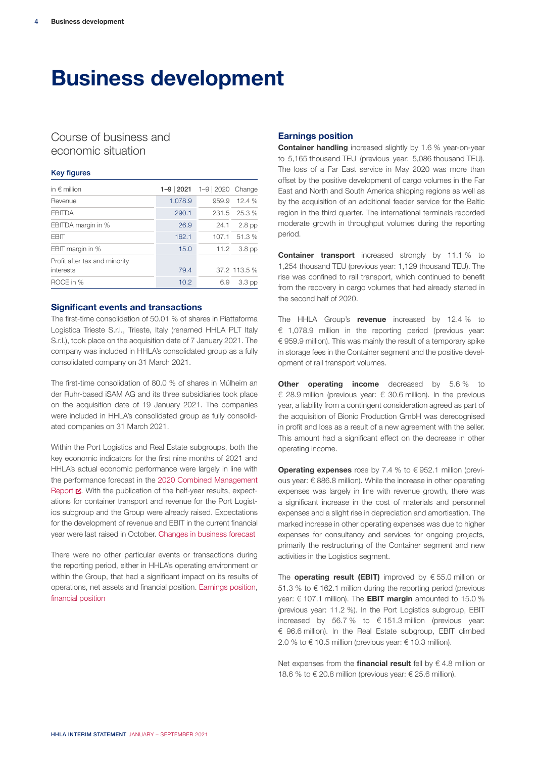# Business development

## Course of business and economic situation

### Key figures

| in € million | 1–9 \| 2021 | 1–9 \| 2020 | Change |
|---|---|---|---|
| Revenue | 1,078.9 | 959.9 | 12.4 % |
| EBITDA | 290.1 | 231.5 | 25.3 % |
| EBITDA margin in % | 26.9 | 24.1 | 2.8 pp |
| EBIT | 162.1 | 107.1 | 51.3 % |
| EBIT margin in % | 15.0 | 11.2 | 3.8 pp |
| Profit after tax and minority interests | 79.4 | 37.2 | 113.5 % |
| ROCE in % | 10.2 | 6.9 | 3.3 pp |

### Significant events and transactions

The first-time consolidation of 50.01 % of shares in Piattaforma Logistica Trieste S.r.l., Trieste, Italy (renamed HHLA PLT Italy S.r.l.), took place on the acquisition date of 7 January 2021. The company was included in HHLA's consolidated group as a fully consolidated company on 31 March 2021.

The first-time consolidation of 80.0 % of shares in Mülheim an der Ruhr-based iSAM AG and its three subsidiaries took place on the acquisition date of 19 January 2021. The companies were included in HHLA's consolidated group as fully consolidated companies on 31 March 2021.

Within the Port Logistics and Real Estate subgroups, both the key economic indicators for the first nine months of 2021 and HHLA's actual economic performance were largely in line with the performance forecast in the 2020 Combined Management Report. With the publication of the half-year results, expectations for container transport and revenue for the Port Logistics subgroup and the Group were already raised. Expectations for the development of revenue and EBIT in the current financial year were last raised in October. Changes in business forecast

There were no other particular events or transactions during the reporting period, either in HHLA's operating environment or within the Group, that had a significant impact on its results of operations, net assets and financial position. Earnings position, financial position

### Earnings position

**Container handling** increased slightly by 1.6 % year-on-year to 5,165 thousand TEU (previous year: 5,086 thousand TEU). The loss of a Far East service in May 2020 was more than offset by the positive development of cargo volumes in the Far East and North and South America shipping regions as well as by the acquisition of an additional feeder service for the Baltic region in the third quarter. The international terminals recorded moderate growth in throughput volumes during the reporting period.

**Container transport** increased strongly by 11.1 % to 1,254 thousand TEU (previous year: 1,129 thousand TEU). The rise was confined to rail transport, which continued to benefit from the recovery in cargo volumes that had already started in the second half of 2020.

The HHLA Group's **revenue** increased by 12.4 % to € 1,078.9 million in the reporting period (previous year: € 959.9 million). This was mainly the result of a temporary spike in storage fees in the Container segment and the positive development of rail transport volumes.

**Other operating income** decreased by 5.6 % to € 28.9 million (previous year: € 30.6 million). In the previous year, a liability from a contingent consideration agreed as part of the acquisition of Bionic Production GmbH was derecognised in profit and loss as a result of a new agreement with the seller. This amount had a significant effect on the decrease in other operating income.

**Operating expenses** rose by 7.4 % to € 952.1 million (previous year: € 886.8 million). While the increase in other operating expenses was largely in line with revenue growth, there was a significant increase in the cost of materials and personnel expenses and a slight rise in depreciation and amortisation. The marked increase in other operating expenses was due to higher expenses for consultancy and services for ongoing projects, primarily the restructuring of the Container segment and new activities in the Logistics segment.

The **operating result (EBIT)** improved by € 55.0 million or 51.3 % to € 162.1 million during the reporting period (previous year: € 107.1 million). The **EBIT margin** amounted to 15.0 % (previous year: 11.2 %). In the Port Logistics subgroup, EBIT increased by 56.7 % to € 151.3 million (previous year: € 96.6 million). In the Real Estate subgroup, EBIT climbed 2.0 % to € 10.5 million (previous year: € 10.3 million).

Net expenses from the **financial result** fell by € 4.8 million or 18.6 % to € 20.8 million (previous year: € 25.6 million).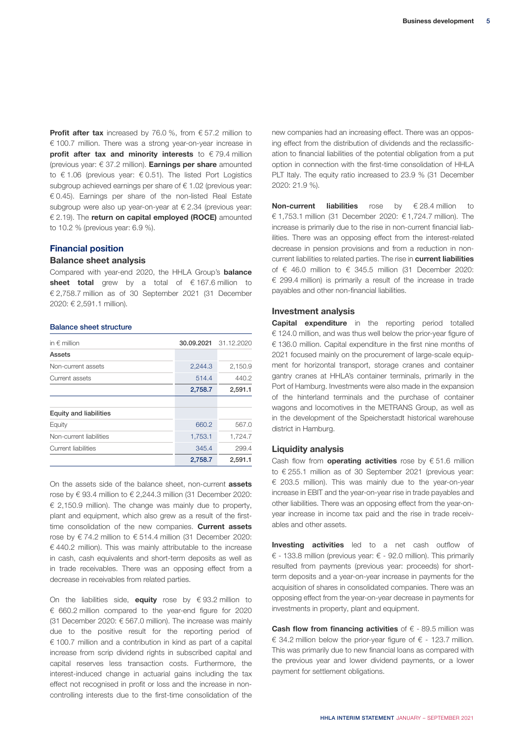**Profit after tax** increased by 76.0 %, from € 57.2 million to € 100.7 million. There was a strong year-on-year increase in **profit after tax and minority interests** to € 79.4 million (previous year: € 37.2 million). **Earnings per share** amounted to € 1.06 (previous year: € 0.51). The listed Port Logistics subgroup achieved earnings per share of € 1.02 (previous year: € 0.45). Earnings per share of the non-listed Real Estate subgroup were also up year-on-year at € 2.34 (previous year: € 2.19). The **return on capital employed (ROCE)** amounted to 10.2 % (previous year: 6.9 %).

## Financial position

### Balance sheet analysis

Compared with year-end 2020, the HHLA Group's **balance sheet total** grew by a total of € 167.6 million to € 2,758.7 million as of 30 September 2021 (31 December 2020: € 2,591.1 million).

#### Balance sheet structure

| in € million | 30.09.2021 | 31.12.2020 |
|---|---|---|
| **Assets** | | |
| Non-current assets | 2,244.3 | 2,150.9 |
| Current assets | 514.4 | 440.2 |
| | **2,758.7** | **2,591.1** |
| | | |
| **Equity and liabilities** | | |
| Equity | 660.2 | 567.0 |
| Non-current liabilities | 1,753.1 | 1,724.7 |
| Current liabilities | 345.4 | 299.4 |
| | **2,758.7** | **2,591.1** |

On the assets side of the balance sheet, non-current **assets** rose by € 93.4 million to € 2,244.3 million (31 December 2020: € 2,150.9 million). The change was mainly due to property, plant and equipment, which also grew as a result of the first-time consolidation of the new companies. **Current assets** rose by € 74.2 million to € 514.4 million (31 December 2020: € 440.2 million). This was mainly attributable to the increase in cash, cash equivalents and short-term deposits as well as in trade receivables. There was an opposing effect from a decrease in receivables from related parties.

On the liabilities side, **equity** rose by € 93.2 million to € 660.2 million compared to the year-end figure for 2020 (31 December 2020: € 567.0 million). The increase was mainly due to the positive result for the reporting period of € 100.7 million and a contribution in kind as part of a capital increase from scrip dividend rights in subscribed capital and capital reserves less transaction costs. Furthermore, the interest-induced change in actuarial gains including the tax effect not recognised in profit or loss and the increase in non-controlling interests due to the first-time consolidation of the new companies had an increasing effect. There was an opposing effect from the distribution of dividends and the reclassification to financial liabilities of the potential obligation from a put option in connection with the first-time consolidation of HHLA PLT Italy. The equity ratio increased to 23.9 % (31 December 2020: 21.9 %).

**Non-current liabilities** rose by € 28.4 million to € 1,753.1 million (31 December 2020: € 1,724.7 million). The increase is primarily due to the rise in non-current financial liabilities. There was an opposing effect from the interest-related decrease in pension provisions and from a reduction in non-current liabilities to related parties. The rise in **current liabilities** of € 46.0 million to € 345.5 million (31 December 2020: € 299.4 million) is primarily a result of the increase in trade payables and other non-financial liabilities.

### Investment analysis

**Capital expenditure** in the reporting period totalled € 124.0 million, and was thus well below the prior-year figure of € 136.0 million. Capital expenditure in the first nine months of 2021 focused mainly on the procurement of large-scale equipment for horizontal transport, storage cranes and container gantry cranes at HHLA's container terminals, primarily in the Port of Hamburg. Investments were also made in the expansion of the hinterland terminals and the purchase of container wagons and locomotives in the METRANS Group, as well as in the development of the Speicherstadt historical warehouse district in Hamburg.

### Liquidity analysis

Cash flow from **operating activities** rose by € 51.6 million to € 255.1 million as of 30 September 2021 (previous year: € 203.5 million). This was mainly due to the year-on-year increase in EBIT and the year-on-year rise in trade payables and other liabilities. There was an opposing effect from the year-on-year increase in income tax paid and the rise in trade receivables and other assets.

**Investing activities** led to a net cash outflow of € - 133.8 million (previous year: € - 92.0 million). This primarily resulted from payments (previous year: proceeds) for short-term deposits and a year-on-year increase in payments for the acquisition of shares in consolidated companies. There was an opposing effect from the year-on-year decrease in payments for investments in property, plant and equipment.

**Cash flow from financing activities** of € - 89.5 million was € 34.2 million below the prior-year figure of € - 123.7 million. This was primarily due to new financial loans as compared with the previous year and lower dividend payments, or a lower payment for settlement obligations.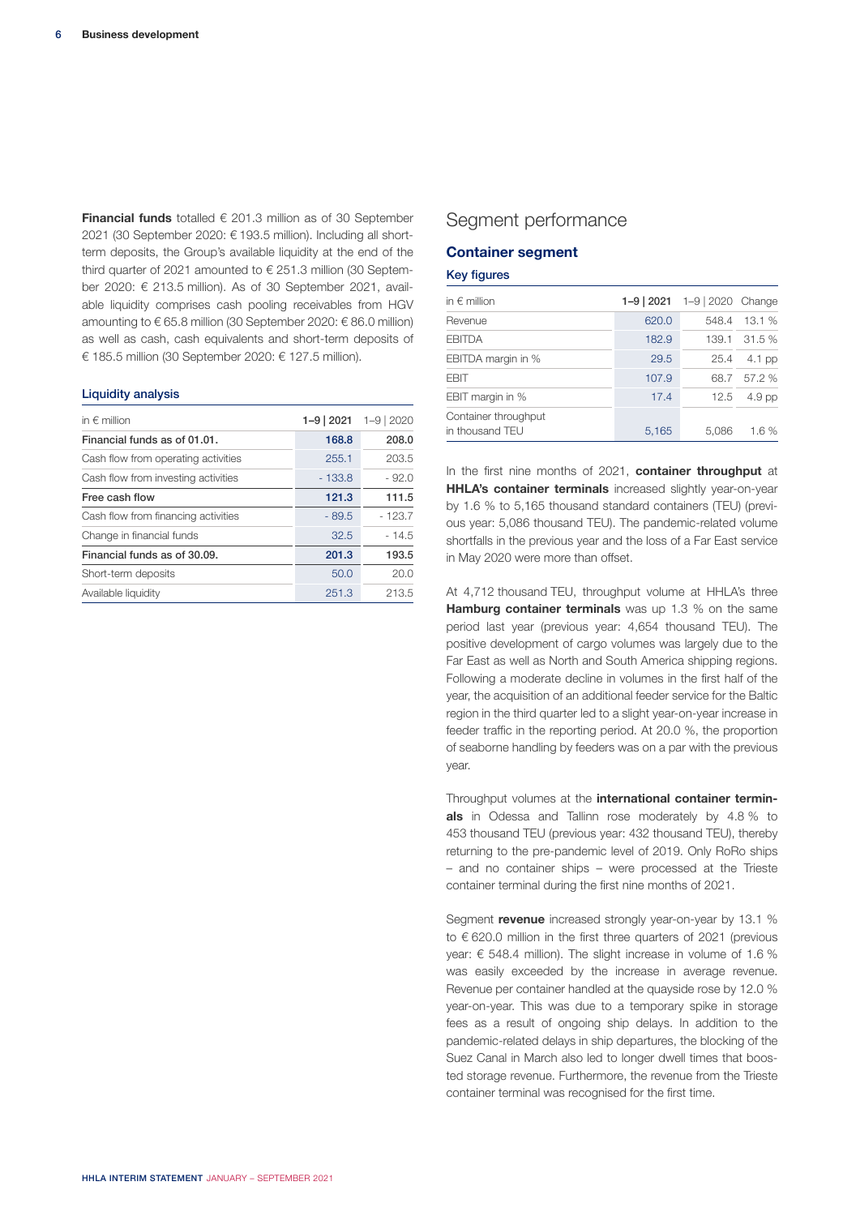**Financial funds** totalled € 201.3 million as of 30 September 2021 (30 September 2020: € 193.5 million). Including all short-term deposits, the Group's available liquidity at the end of the third quarter of 2021 amounted to € 251.3 million (30 September 2020: € 213.5 million). As of 30 September 2021, available liquidity comprises cash pooling receivables from HGV amounting to € 65.8 million (30 September 2020: € 86.0 million) as well as cash, cash equivalents and short-term deposits of € 185.5 million (30 September 2020: € 127.5 million).

### Liquidity analysis

| in € million | 1–9 \| 2021 | 1–9 \| 2020 |
|---|---|---|
| **Financial funds as of 01.01.** | **168.8** | **208.0** |
| Cash flow from operating activities | 255.1 | 203.5 |
| Cash flow from investing activities | - 133.8 | - 92.0 |
| **Free cash flow** | **121.3** | **111.5** |
| Cash flow from financing activities | - 89.5 | - 123.7 |
| Change in financial funds | 32.5 | - 14.5 |
| **Financial funds as of 30.09.** | **201.3** | **193.5** |
| Short-term deposits | 50.0 | 20.0 |
| Available liquidity | 251.3 | 213.5 |

# Segment performance

## Container segment

### Key figures

| in € million | 1–9 \| 2021 | 1–9 \| 2020 | Change |
|---|---|---|---|
| Revenue | 620.0 | 548.4 | 13.1 % |
| EBITDA | 182.9 | 139.1 | 31.5 % |
| EBITDA margin in % | 29.5 | 25.4 | 4.1 pp |
| EBIT | 107.9 | 68.7 | 57.2 % |
| EBIT margin in % | 17.4 | 12.5 | 4.9 pp |
| Container throughput in thousand TEU | 5,165 | 5,086 | 1.6 % |

In the first nine months of 2021, **container throughput** at **HHLA's container terminals** increased slightly year-on-year by 1.6 % to 5,165 thousand standard containers (TEU) (previous year: 5,086 thousand TEU). The pandemic-related volume shortfalls in the previous year and the loss of a Far East service in May 2020 were more than offset.

At 4,712 thousand TEU, throughput volume at HHLA's three **Hamburg container terminals** was up 1.3 % on the same period last year (previous year: 4,654 thousand TEU). The positive development of cargo volumes was largely due to the Far East as well as North and South America shipping regions. Following a moderate decline in volumes in the first half of the year, the acquisition of an additional feeder service for the Baltic region in the third quarter led to a slight year-on-year increase in feeder traffic in the reporting period. At 20.0 %, the proportion of seaborne handling by feeders was on a par with the previous year.

Throughput volumes at the **international container terminals** in Odessa and Tallinn rose moderately by 4.8 % to 453 thousand TEU (previous year: 432 thousand TEU), thereby returning to the pre-pandemic level of 2019. Only RoRo ships – and no container ships – were processed at the Trieste container terminal during the first nine months of 2021.

Segment **revenue** increased strongly year-on-year by 13.1 % to € 620.0 million in the first three quarters of 2021 (previous year: € 548.4 million). The slight increase in volume of 1.6 % was easily exceeded by the increase in average revenue. Revenue per container handled at the quayside rose by 12.0 % year-on-year. This was due to a temporary spike in storage fees as a result of ongoing ship delays. In addition to the pandemic-related delays in ship departures, the blocking of the Suez Canal in March also led to longer dwell times that boosted storage revenue. Furthermore, the revenue from the Trieste container terminal was recognised for the first time.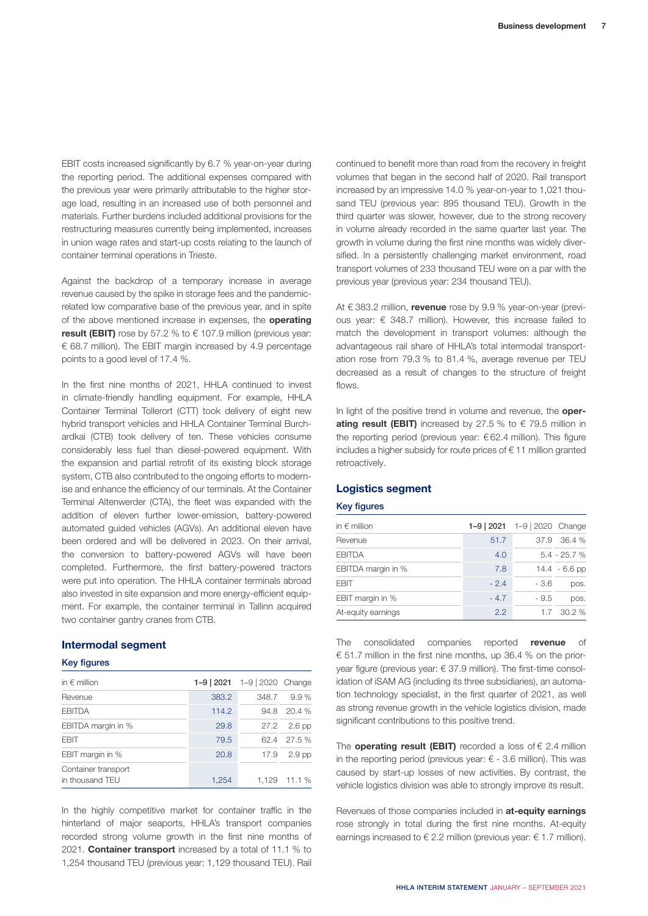EBIT costs increased significantly by 6.7 % year-on-year during the reporting period. The additional expenses compared with the previous year were primarily attributable to the higher storage load, resulting in an increased use of both personnel and materials. Further burdens included additional provisions for the restructuring measures currently being implemented, increases in union wage rates and start-up costs relating to the launch of container terminal operations in Trieste.

Against the backdrop of a temporary increase in average revenue caused by the spike in storage fees and the pandemic-related low comparative base of the previous year, and in spite of the above mentioned increase in expenses, the **operating result (EBIT)** rose by 57.2 % to € 107.9 million (previous year: € 68.7 million). The EBIT margin increased by 4.9 percentage points to a good level of 17.4 %.

In the first nine months of 2021, HHLA continued to invest in climate-friendly handling equipment. For example, HHLA Container Terminal Tollerort (CTT) took delivery of eight new hybrid transport vehicles and HHLA Container Terminal Burchardkai (CTB) took delivery of ten. These vehicles consume considerably less fuel than diesel-powered equipment. With the expansion and partial retrofit of its existing block storage system, CTB also contributed to the ongoing efforts to modernise and enhance the efficiency of our terminals. At the Container Terminal Altenwerder (CTA), the fleet was expanded with the addition of eleven further lower-emission, battery-powered automated guided vehicles (AGVs). An additional eleven have been ordered and will be delivered in 2023. On their arrival, the conversion to battery-powered AGVs will have been completed. Furthermore, the first battery-powered tractors were put into operation. The HHLA container terminals abroad also invested in site expansion and more energy-efficient equipment. For example, the container terminal in Tallinn acquired two container gantry cranes from CTB.

## Intermodal segment

### Key figures

| in € million | 1–9 \| 2021 | 1–9 \| 2020 | Change |
|---|---|---|---|
| Revenue | 383.2 | 348.7 | 9.9 % |
| EBITDA | 114.2 | 94.8 | 20.4 % |
| EBITDA margin in % | 29.8 | 27.2 | 2.6 pp |
| EBIT | 79.5 | 62.4 | 27.5 % |
| EBIT margin in % | 20.8 | 17.9 | 2.9 pp |
| Container transport in thousand TEU | 1,254 | 1,129 | 11.1 % |

In the highly competitive market for container traffic in the hinterland of major seaports, HHLA's transport companies recorded strong volume growth in the first nine months of 2021. **Container transport** increased by a total of 11.1 % to 1,254 thousand TEU (previous year: 1,129 thousand TEU). Rail continued to benefit more than road from the recovery in freight volumes that began in the second half of 2020. Rail transport increased by an impressive 14.0 % year-on-year to 1,021 thousand TEU (previous year: 895 thousand TEU). Growth in the third quarter was slower, however, due to the strong recovery in volume already recorded in the same quarter last year. The growth in volume during the first nine months was widely diversified. In a persistently challenging market environment, road transport volumes of 233 thousand TEU were on a par with the previous year (previous year: 234 thousand TEU).

At € 383.2 million, **revenue** rose by 9.9 % year-on-year (previous year: € 348.7 million). However, this increase failed to match the development in transport volumes: although the advantageous rail share of HHLA's total intermodal transportation rose from 79.3 % to 81.4 %, average revenue per TEU decreased as a result of changes to the structure of freight flows.

In light of the positive trend in volume and revenue, the **operating result (EBIT)** increased by 27.5 % to € 79.5 million in the reporting period (previous year: € 62.4 million). This figure includes a higher subsidy for route prices of € 11 million granted retroactively.

## Logistics segment

### Key figures

| in € million | 1–9 \| 2021 | 1–9 \| 2020 | Change |
|---|---|---|---|
| Revenue | 51.7 | 37.9 | 36.4 % |
| EBITDA | 4.0 | 5.4 | - 25.7 % |
| EBITDA margin in % | 7.8 | 14.4 | - 6.6 pp |
| EBIT | - 2.4 | - 3.6 | pos. |
| EBIT margin in % | - 4.7 | - 9.5 | pos. |
| At-equity earnings | 2.2 | 1.7 | 30.2 % |

The consolidated companies reported **revenue** of € 51.7 million in the first nine months, up 36.4 % on the prior-year figure (previous year: € 37.9 million). The first-time consolidation of iSAM AG (including its three subsidiaries), an automation technology specialist, in the first quarter of 2021, as well as strong revenue growth in the vehicle logistics division, made significant contributions to this positive trend.

The **operating result (EBIT)** recorded a loss of € 2.4 million in the reporting period (previous year: € - 3.6 million). This was caused by start-up losses of new activities. By contrast, the vehicle logistics division was able to strongly improve its result.

Revenues of those companies included in **at-equity earnings** rose strongly in total during the first nine months. At-equity earnings increased to € 2.2 million (previous year: € 1.7 million).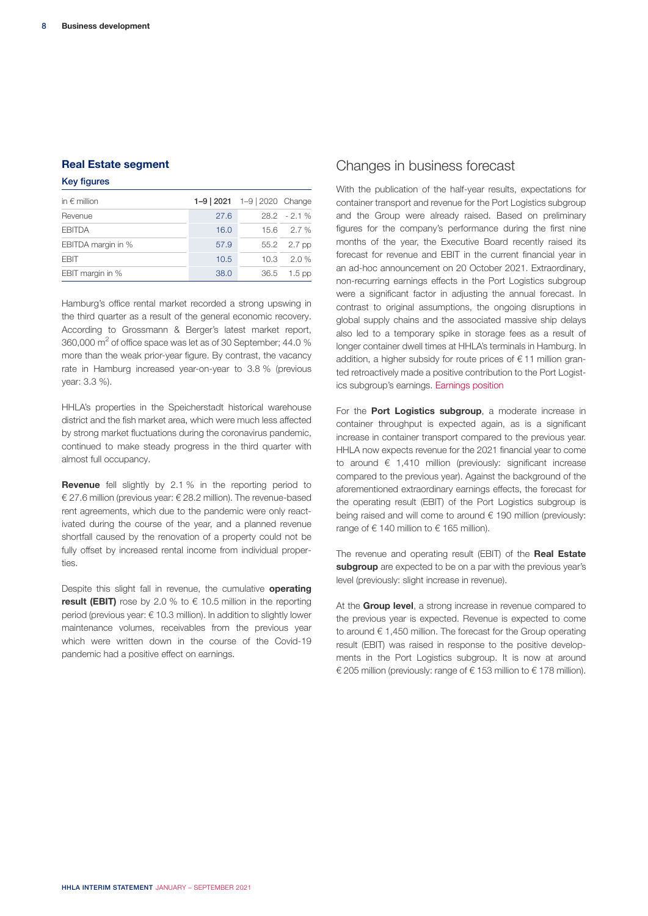## Real Estate segment

### Key figures

| in € million | 1–9 \| 2021 | 1–9 \| 2020 | Change |
|---|---|---|---|
| Revenue | 27.6 | 28.2 | - 2.1 % |
| EBITDA | 16.0 | 15.6 | 2.7 % |
| EBITDA margin in % | 57.9 | 55.2 | 2.7 pp |
| EBIT | 10.5 | 10.3 | 2.0 % |
| EBIT margin in % | 38.0 | 36.5 | 1.5 pp |

Hamburg's office rental market recorded a strong upswing in the third quarter as a result of the general economic recovery. According to Grossmann & Berger's latest market report, 360,000 $m^2$ of office space was let as of 30 September; 44.0 % more than the weak prior-year figure. By contrast, the vacancy rate in Hamburg increased year-on-year to 3.8 % (previous year: 3.3 %).

HHLA's properties in the Speicherstadt historical warehouse district and the fish market area, which were much less affected by strong market fluctuations during the coronavirus pandemic, continued to make steady progress in the third quarter with almost full occupancy.

**Revenue** fell slightly by 2.1 % in the reporting period to € 27.6 million (previous year: € 28.2 million). The revenue-based rent agreements, which due to the pandemic were only reactivated during the course of the year, and a planned revenue shortfall caused by the renovation of a property could not be fully offset by increased rental income from individual properties.

Despite this slight fall in revenue, the cumulative **operating result (EBIT)** rose by 2.0 % to € 10.5 million in the reporting period (previous year: € 10.3 million). In addition to slightly lower maintenance volumes, receivables from the previous year which were written down in the course of the Covid-19 pandemic had a positive effect on earnings.

# Changes in business forecast

With the publication of the half-year results, expectations for container transport and revenue for the Port Logistics subgroup and the Group were already raised. Based on preliminary figures for the company's performance during the first nine months of the year, the Executive Board recently raised its forecast for revenue and EBIT in the current financial year in an ad-hoc announcement on 20 October 2021. Extraordinary, non-recurring earnings effects in the Port Logistics subgroup were a significant factor in adjusting the annual forecast. In contrast to original assumptions, the ongoing disruptions in global supply chains and the associated massive ship delays also led to a temporary spike in storage fees as a result of longer container dwell times at HHLA's terminals in Hamburg. In addition, a higher subsidy for route prices of € 11 million granted retroactively made a positive contribution to the Port Logistics subgroup's earnings. Earnings position

For the **Port Logistics subgroup**, a moderate increase in container throughput is expected again, as is a significant increase in container transport compared to the previous year. HHLA now expects revenue for the 2021 financial year to come to around € 1,410 million (previously: significant increase compared to the previous year). Against the background of the aforementioned extraordinary earnings effects, the forecast for the operating result (EBIT) of the Port Logistics subgroup is being raised and will come to around € 190 million (previously: range of € 140 million to € 165 million).

The revenue and operating result (EBIT) of the **Real Estate subgroup** are expected to be on a par with the previous year's level (previously: slight increase in revenue).

At the **Group level**, a strong increase in revenue compared to the previous year is expected. Revenue is expected to come to around € 1,450 million. The forecast for the Group operating result (EBIT) was raised in response to the positive developments in the Port Logistics subgroup. It is now at around € 205 million (previously: range of € 153 million to € 178 million).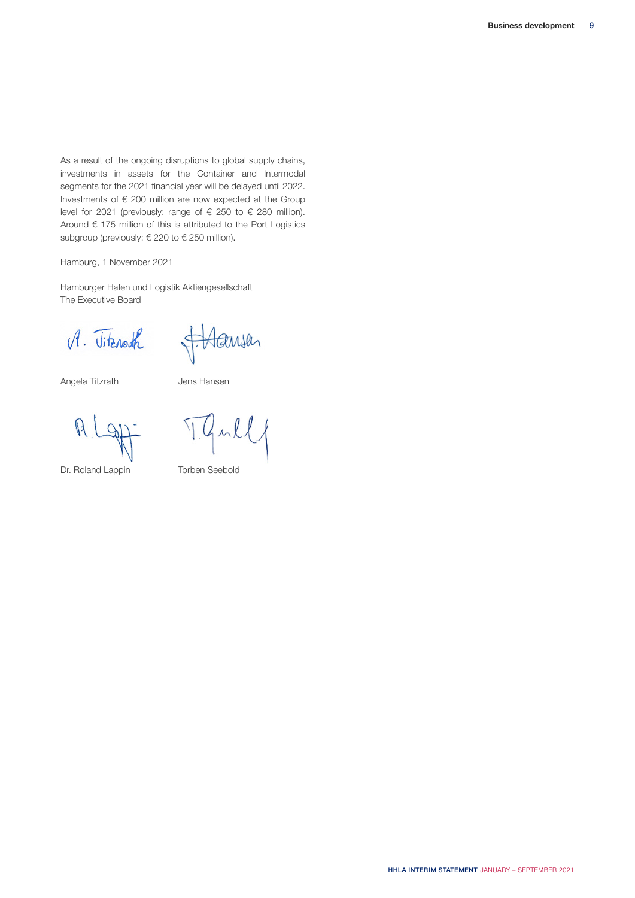As a result of the ongoing disruptions to global supply chains, investments in assets for the Container and Intermodal segments for the 2021 financial year will be delayed until 2022. Investments of € 200 million are now expected at the Group level for 2021 (previously: range of € 250 to € 280 million). Around € 175 million of this is attributed to the Port Logistics subgroup (previously: € 220 to € 250 million).

Hamburg, 1 November 2021

Hamburger Hafen und Logistik Aktiengesellschaft
The Executive Board

Angela Titzrath

Jens Hansen

Dr. Roland Lappin

Torben Seebold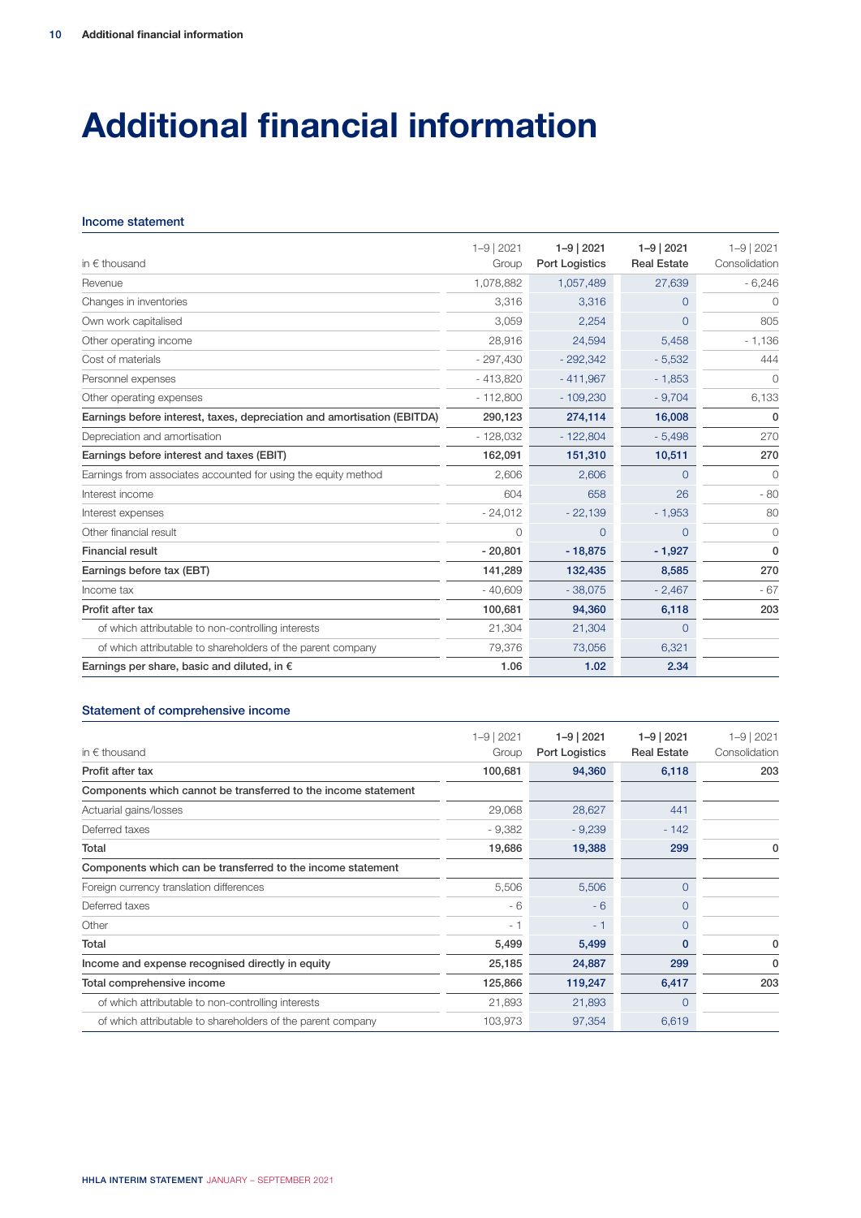# Additional financial information

## Income statement

| in € thousand | 1–9 \| 2021 Group | 1–9 \| 2021 Port Logistics | 1–9 \| 2021 Real Estate | 1–9 \| 2021 Consolidation |
|---|---|---|---|---|
| Revenue | 1,078,882 | 1,057,489 | 27,639 | - 6,246 |
| Changes in inventories | 3,316 | 3,316 | 0 | 0 |
| Own work capitalised | 3,059 | 2,254 | 0 | 805 |
| Other operating income | 28,916 | 24,594 | 5,458 | - 1,136 |
| Cost of materials | - 297,430 | - 292,342 | - 5,532 | 444 |
| Personnel expenses | - 413,820 | - 411,967 | - 1,853 | 0 |
| Other operating expenses | - 112,800 | - 109,230 | - 9,704 | 6,133 |
| **Earnings before interest, taxes, depreciation and amortisation (EBITDA)** | **290,123** | **274,114** | **16,008** | **0** |
| Depreciation and amortisation | - 128,032 | - 122,804 | - 5,498 | 270 |
| **Earnings before interest and taxes (EBIT)** | **162,091** | **151,310** | **10,511** | **270** |
| Earnings from associates accounted for using the equity method | 2,606 | 2,606 | 0 | 0 |
| Interest income | 604 | 658 | 26 | - 80 |
| Interest expenses | - 24,012 | - 22,139 | - 1,953 | 80 |
| Other financial result | 0 | 0 | 0 | 0 |
| **Financial result** | **- 20,801** | **- 18,875** | **- 1,927** | **0** |
| **Earnings before tax (EBT)** | **141,289** | **132,435** | **8,585** | **270** |
| Income tax | - 40,609 | - 38,075 | - 2,467 | - 67 |
| **Profit after tax** | **100,681** | **94,360** | **6,118** | **203** |
| of which attributable to non-controlling interests | 21,304 | 21,304 | 0 | |
| of which attributable to shareholders of the parent company | 79,376 | 73,056 | 6,321 | |
| **Earnings per share, basic and diluted, in €** | **1.06** | **1.02** | **2.34** | |

## Statement of comprehensive income

| in € thousand | 1–9 \| 2021 Group | 1–9 \| 2021 Port Logistics | 1–9 \| 2021 Real Estate | 1–9 \| 2021 Consolidation |
|---|---|---|---|---|
| **Profit after tax** | **100,681** | **94,360** | **6,118** | **203** |
| **Components which cannot be transferred to the income statement** | | | | |
| Actuarial gains/losses | 29,068 | 28,627 | 441 | |
| Deferred taxes | - 9,382 | - 9,239 | - 142 | |
| **Total** | **19,686** | **19,388** | **299** | **0** |
| **Components which can be transferred to the income statement** | | | | |
| Foreign currency translation differences | 5,506 | 5,506 | 0 | |
| Deferred taxes | - 6 | - 6 | 0 | |
| Other | - 1 | - 1 | 0 | |
| **Total** | **5,499** | **5,499** | **0** | **0** |
| **Income and expense recognised directly in equity** | **25,185** | **24,887** | **299** | **0** |
| **Total comprehensive income** | **125,866** | **119,247** | **6,417** | **203** |
| of which attributable to non-controlling interests | 21,893 | 21,893 | 0 | |
| of which attributable to shareholders of the parent company | 103,973 | 97,354 | 6,619 | |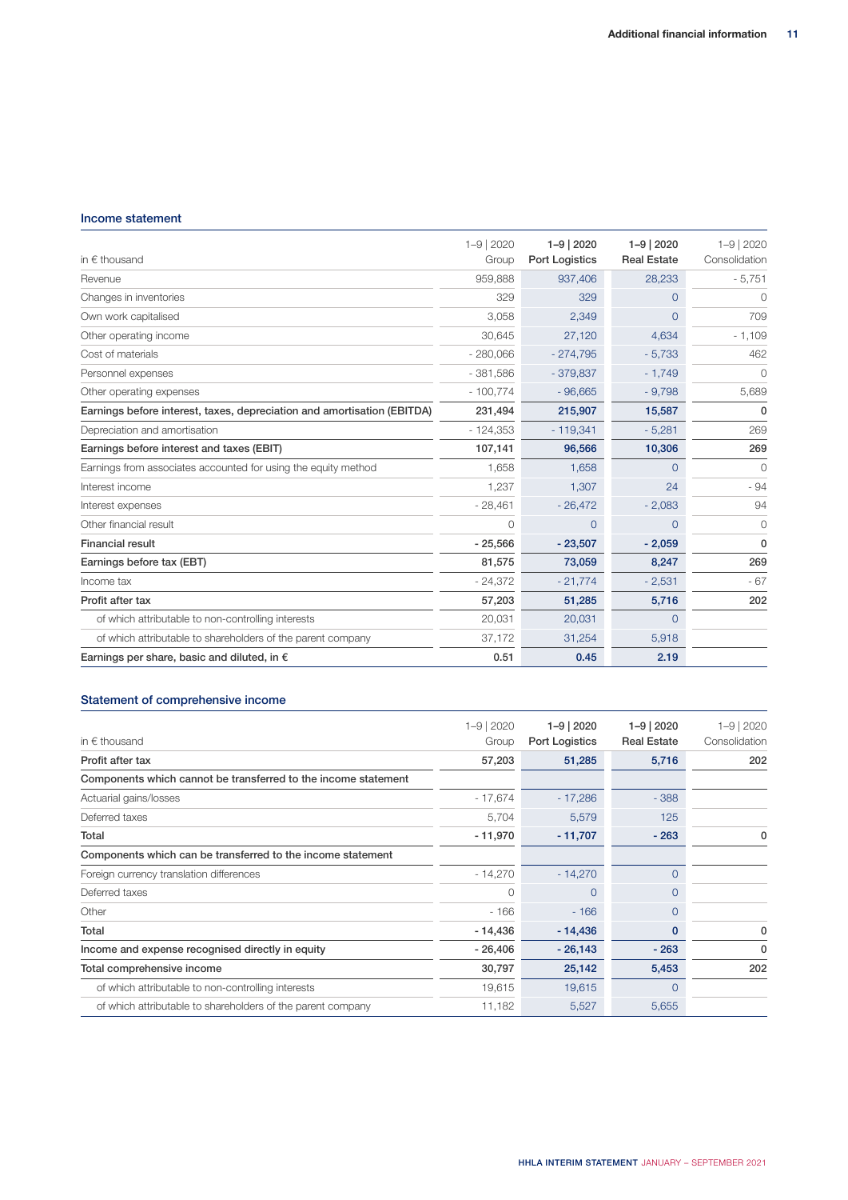## Income statement

| in € thousand | 1–9 \| 2020 Group | 1–9 \| 2020 Port Logistics | 1–9 \| 2020 Real Estate | 1–9 \| 2020 Consolidation |
|---|---|---|---|---|
| Revenue | 959,888 | 937,406 | 28,233 | - 5,751 |
| Changes in inventories | 329 | 329 | 0 | 0 |
| Own work capitalised | 3,058 | 2,349 | 0 | 709 |
| Other operating income | 30,645 | 27,120 | 4,634 | - 1,109 |
| Cost of materials | - 280,066 | - 274,795 | - 5,733 | 462 |
| Personnel expenses | - 381,586 | - 379,837 | - 1,749 | 0 |
| Other operating expenses | - 100,774 | - 96,665 | - 9,798 | 5,689 |
| **Earnings before interest, taxes, depreciation and amortisation (EBITDA)** | **231,494** | **215,907** | **15,587** | **0** |
| Depreciation and amortisation | - 124,353 | - 119,341 | - 5,281 | 269 |
| **Earnings before interest and taxes (EBIT)** | **107,141** | **96,566** | **10,306** | **269** |
| Earnings from associates accounted for using the equity method | 1,658 | 1,658 | 0 | 0 |
| Interest income | 1,237 | 1,307 | 24 | - 94 |
| Interest expenses | - 28,461 | - 26,472 | - 2,083 | 94 |
| Other financial result | 0 | 0 | 0 | 0 |
| **Financial result** | **- 25,566** | **- 23,507** | **- 2,059** | **0** |
| **Earnings before tax (EBT)** | **81,575** | **73,059** | **8,247** | **269** |
| Income tax | - 24,372 | - 21,774 | - 2,531 | - 67 |
| **Profit after tax** | **57,203** | **51,285** | **5,716** | **202** |
| of which attributable to non-controlling interests | 20,031 | 20,031 | 0 | |
| of which attributable to shareholders of the parent company | 37,172 | 31,254 | 5,918 | |
| **Earnings per share, basic and diluted, in €** | **0.51** | **0.45** | **2.19** | |

## Statement of comprehensive income

| in € thousand | 1–9 \| 2020 Group | 1–9 \| 2020 Port Logistics | 1–9 \| 2020 Real Estate | 1–9 \| 2020 Consolidation |
|---|---|---|---|---|
| **Profit after tax** | **57,203** | **51,285** | **5,716** | **202** |
| **Components which cannot be transferred to the income statement** | | | | |
| Actuarial gains/losses | - 17,674 | - 17,286 | - 388 | |
| Deferred taxes | 5,704 | 5,579 | 125 | |
| **Total** | **- 11,970** | **- 11,707** | **- 263** | **0** |
| **Components which can be transferred to the income statement** | | | | |
| Foreign currency translation differences | - 14,270 | - 14,270 | 0 | |
| Deferred taxes | 0 | 0 | 0 | |
| Other | - 166 | - 166 | 0 | |
| **Total** | **- 14,436** | **- 14,436** | **0** | **0** |
| **Income and expense recognised directly in equity** | **- 26,406** | **- 26,143** | **- 263** | **0** |
| **Total comprehensive income** | **30,797** | **25,142** | **5,453** | **202** |
| of which attributable to non-controlling interests | 19,615 | 19,615 | 0 | |
| of which attributable to shareholders of the parent company | 11,182 | 5,527 | 5,655 | |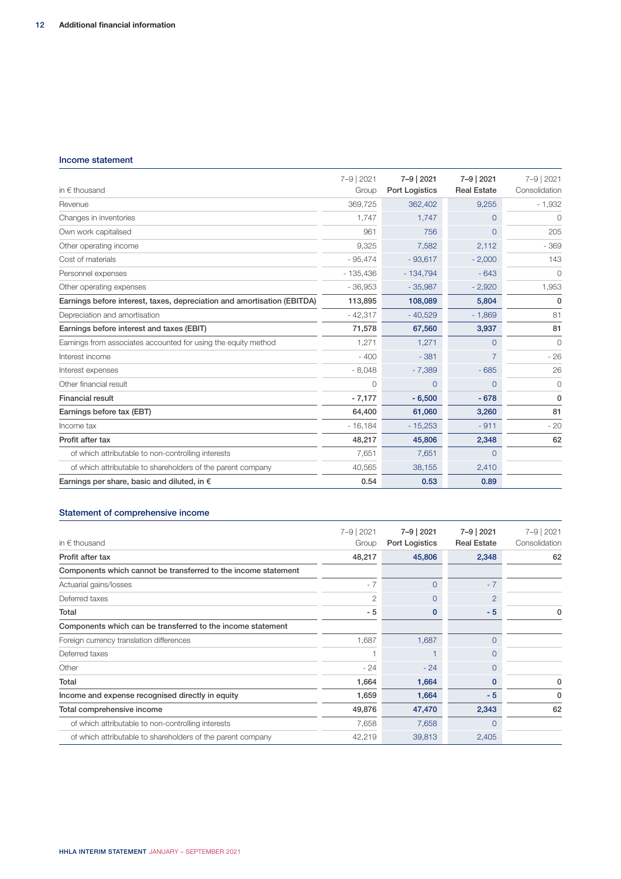## Income statement

| in € thousand | 7–9 \| 2021 Group | 7–9 \| 2021 Port Logistics | 7–9 \| 2021 Real Estate | 7–9 \| 2021 Consolidation |
|---|---|---|---|---|
| Revenue | 369,725 | 362,402 | 9,255 | - 1,932 |
| Changes in inventories | 1,747 | 1,747 | 0 | 0 |
| Own work capitalised | 961 | 756 | 0 | 205 |
| Other operating income | 9,325 | 7,582 | 2,112 | - 369 |
| Cost of materials | - 95,474 | - 93,617 | - 2,000 | 143 |
| Personnel expenses | - 135,436 | - 134,794 | - 643 | 0 |
| Other operating expenses | - 36,953 | - 35,987 | - 2,920 | 1,953 |
| **Earnings before interest, taxes, depreciation and amortisation (EBITDA)** | **113,895** | **108,089** | **5,804** | **0** |
| Depreciation and amortisation | - 42,317 | - 40,529 | - 1,869 | 81 |
| **Earnings before interest and taxes (EBIT)** | **71,578** | **67,560** | **3,937** | **81** |
| Earnings from associates accounted for using the equity method | 1,271 | 1,271 | 0 | 0 |
| Interest income | - 400 | - 381 | 7 | - 26 |
| Interest expenses | - 8,048 | - 7,389 | - 685 | 26 |
| Other financial result | 0 | 0 | 0 | 0 |
| **Financial result** | **- 7,177** | **- 6,500** | **- 678** | **0** |
| **Earnings before tax (EBT)** | **64,400** | **61,060** | **3,260** | **81** |
| Income tax | - 16,184 | - 15,253 | - 911 | - 20 |
| **Profit after tax** | **48,217** | **45,806** | **2,348** | **62** |
| of which attributable to non-controlling interests | 7,651 | 7,651 | 0 | |
| of which attributable to shareholders of the parent company | 40,565 | 38,155 | 2,410 | |
| **Earnings per share, basic and diluted, in €** | **0.54** | **0.53** | **0.89** | |

## Statement of comprehensive income

| in € thousand | 7–9 \| 2021 Group | 7–9 \| 2021 Port Logistics | 7–9 \| 2021 Real Estate | 7–9 \| 2021 Consolidation |
|---|---|---|---|---|
| **Profit after tax** | **48,217** | **45,806** | **2,348** | **62** |
| **Components which cannot be transferred to the income statement** | | | | |
| Actuarial gains/losses | - 7 | 0 | - 7 | |
| Deferred taxes | 2 | 0 | 2 | |
| **Total** | **- 5** | **0** | **- 5** | **0** |
| **Components which can be transferred to the income statement** | | | | |
| Foreign currency translation differences | 1,687 | 1,687 | 0 | |
| Deferred taxes | 1 | 1 | 0 | |
| Other | - 24 | - 24 | 0 | |
| **Total** | **1,664** | **1,664** | **0** | **0** |
| **Income and expense recognised directly in equity** | **1,659** | **1,664** | **- 5** | **0** |
| **Total comprehensive income** | **49,876** | **47,470** | **2,343** | **62** |
| of which attributable to non-controlling interests | 7,658 | 7,658 | 0 | |
| of which attributable to shareholders of the parent company | 42,219 | 39,813 | 2,405 | |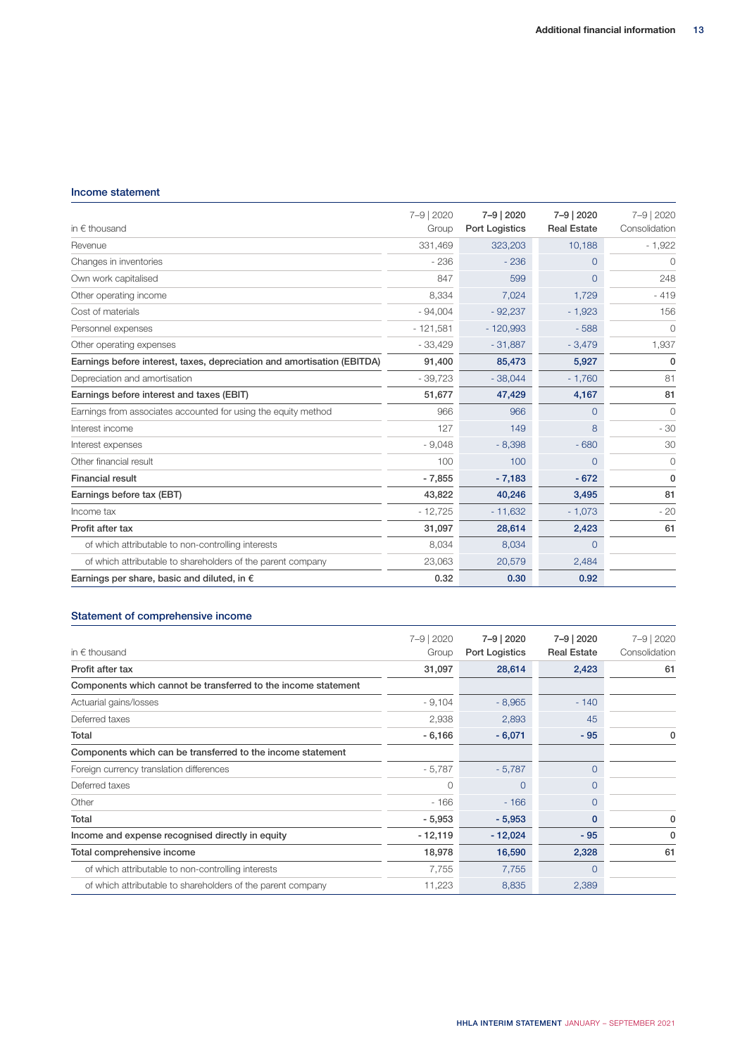## Income statement

| in € thousand | 7–9 \| 2020 Group | 7–9 \| 2020 Port Logistics | 7–9 \| 2020 Real Estate | 7–9 \| 2020 Consolidation |
|---|---|---|---|---|
| Revenue | 331,469 | 323,203 | 10,188 | - 1,922 |
| Changes in inventories | - 236 | - 236 | 0 | 0 |
| Own work capitalised | 847 | 599 | 0 | 248 |
| Other operating income | 8,334 | 7,024 | 1,729 | - 419 |
| Cost of materials | - 94,004 | - 92,237 | - 1,923 | 156 |
| Personnel expenses | - 121,581 | - 120,993 | - 588 | 0 |
| Other operating expenses | - 33,429 | - 31,887 | - 3,479 | 1,937 |
| **Earnings before interest, taxes, depreciation and amortisation (EBITDA)** | **91,400** | **85,473** | **5,927** | **0** |
| Depreciation and amortisation | - 39,723 | - 38,044 | - 1,760 | 81 |
| **Earnings before interest and taxes (EBIT)** | **51,677** | **47,429** | **4,167** | **81** |
| Earnings from associates accounted for using the equity method | 966 | 966 | 0 | 0 |
| Interest income | 127 | 149 | 8 | - 30 |
| Interest expenses | - 9,048 | - 8,398 | - 680 | 30 |
| Other financial result | 100 | 100 | 0 | 0 |
| **Financial result** | **- 7,855** | **- 7,183** | **- 672** | **0** |
| **Earnings before tax (EBT)** | **43,822** | **40,246** | **3,495** | **81** |
| Income tax | - 12,725 | - 11,632 | - 1,073 | - 20 |
| **Profit after tax** | **31,097** | **28,614** | **2,423** | **61** |
| of which attributable to non-controlling interests | 8,034 | 8,034 | 0 | |
| of which attributable to shareholders of the parent company | 23,063 | 20,579 | 2,484 | |
| **Earnings per share, basic and diluted, in €** | **0.32** | **0.30** | **0.92** | |

## Statement of comprehensive income

| in € thousand | 7–9 \| 2020 Group | 7–9 \| 2020 Port Logistics | 7–9 \| 2020 Real Estate | 7–9 \| 2020 Consolidation |
|---|---|---|---|---|
| **Profit after tax** | **31,097** | **28,614** | **2,423** | **61** |
| **Components which cannot be transferred to the income statement** | | | | |
| Actuarial gains/losses | - 9,104 | - 8,965 | - 140 | |
| Deferred taxes | 2,938 | 2,893 | 45 | |
| **Total** | **- 6,166** | **- 6,071** | **- 95** | **0** |
| **Components which can be transferred to the income statement** | | | | |
| Foreign currency translation differences | - 5,787 | - 5,787 | 0 | |
| Deferred taxes | 0 | 0 | 0 | |
| Other | - 166 | - 166 | 0 | |
| **Total** | **- 5,953** | **- 5,953** | **0** | **0** |
| **Income and expense recognised directly in equity** | **- 12,119** | **- 12,024** | **- 95** | **0** |
| **Total comprehensive income** | **18,978** | **16,590** | **2,328** | **61** |
| of which attributable to non-controlling interests | 7,755 | 7,755 | 0 | |
| of which attributable to shareholders of the parent company | 11,223 | 8,835 | 2,389 | |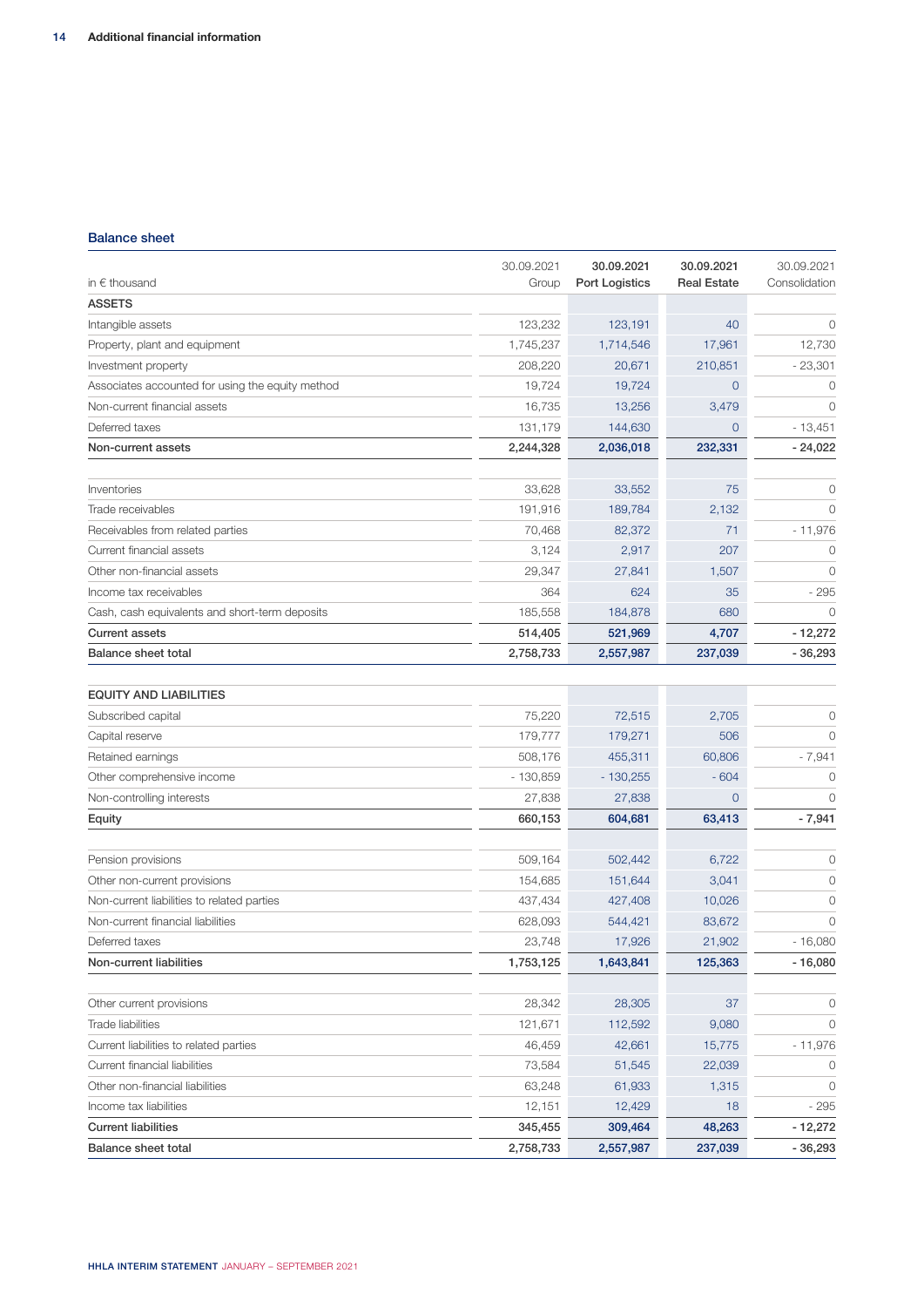## Balance sheet

| in € thousand | 30.09.2021 Group | 30.09.2021 Port Logistics | 30.09.2021 Real Estate | 30.09.2021 Consolidation |
|---|---|---|---|---|
| **ASSETS** | | | | |
| Intangible assets | 123,232 | 123,191 | 40 | 0 |
| Property, plant and equipment | 1,745,237 | 1,714,546 | 17,961 | 12,730 |
| Investment property | 208,220 | 20,671 | 210,851 | - 23,301 |
| Associates accounted for using the equity method | 19,724 | 19,724 | 0 | 0 |
| Non-current financial assets | 16,735 | 13,256 | 3,479 | 0 |
| Deferred taxes | 131,179 | 144,630 | 0 | - 13,451 |
| **Non-current assets** | **2,244,328** | **2,036,018** | **232,331** | **- 24,022** |
| | | | | |
| Inventories | 33,628 | 33,552 | 75 | 0 |
| Trade receivables | 191,916 | 189,784 | 2,132 | 0 |
| Receivables from related parties | 70,468 | 82,372 | 71 | - 11,976 |
| Current financial assets | 3,124 | 2,917 | 207 | 0 |
| Other non-financial assets | 29,347 | 27,841 | 1,507 | 0 |
| Income tax receivables | 364 | 624 | 35 | - 295 |
| Cash, cash equivalents and short-term deposits | 185,558 | 184,878 | 680 | 0 |
| **Current assets** | **514,405** | **521,969** | **4,707** | **- 12,272** |
| **Balance sheet total** | **2,758,733** | **2,557,987** | **237,039** | **- 36,293** |
| | | | | |
| **EQUITY AND LIABILITIES** | | | | |
| Subscribed capital | 75,220 | 72,515 | 2,705 | 0 |
| Capital reserve | 179,777 | 179,271 | 506 | 0 |
| Retained earnings | 508,176 | 455,311 | 60,806 | - 7,941 |
| Other comprehensive income | - 130,859 | - 130,255 | - 604 | 0 |
| Non-controlling interests | 27,838 | 27,838 | 0 | 0 |
| **Equity** | **660,153** | **604,681** | **63,413** | **- 7,941** |
| | | | | |
| Pension provisions | 509,164 | 502,442 | 6,722 | 0 |
| Other non-current provisions | 154,685 | 151,644 | 3,041 | 0 |
| Non-current liabilities to related parties | 437,434 | 427,408 | 10,026 | 0 |
| Non-current financial liabilities | 628,093 | 544,421 | 83,672 | 0 |
| Deferred taxes | 23,748 | 17,926 | 21,902 | - 16,080 |
| **Non-current liabilities** | **1,753,125** | **1,643,841** | **125,363** | **- 16,080** |
| | | | | |
| Other current provisions | 28,342 | 28,305 | 37 | 0 |
| Trade liabilities | 121,671 | 112,592 | 9,080 | 0 |
| Current liabilities to related parties | 46,459 | 42,661 | 15,775 | - 11,976 |
| Current financial liabilities | 73,584 | 51,545 | 22,039 | 0 |
| Other non-financial liabilities | 63,248 | 61,933 | 1,315 | 0 |
| Income tax liabilities | 12,151 | 12,429 | 18 | - 295 |
| **Current liabilities** | **345,455** | **309,464** | **48,263** | **- 12,272** |
| **Balance sheet total** | **2,758,733** | **2,557,987** | **237,039** | **- 36,293** |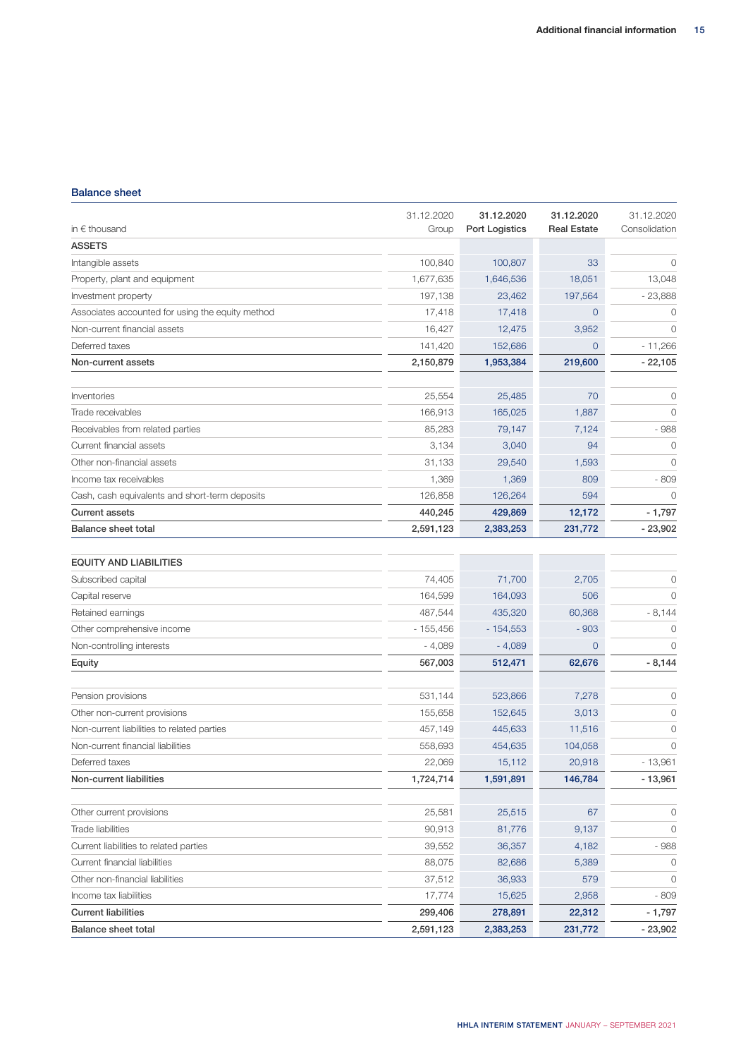## Balance sheet

| in € thousand | 31.12.2020 Group | **31.12.2020 Port Logistics** | **31.12.2020 Real Estate** | 31.12.2020 Consolidation |
|---|---|---|---|---|
| **ASSETS** | | | | |
| Intangible assets | 100,840 | 100,807 | 33 | 0 |
| Property, plant and equipment | 1,677,635 | 1,646,536 | 18,051 | 13,048 |
| Investment property | 197,138 | 23,462 | 197,564 | - 23,888 |
| Associates accounted for using the equity method | 17,418 | 17,418 | 0 | 0 |
| Non-current financial assets | 16,427 | 12,475 | 3,952 | 0 |
| Deferred taxes | 141,420 | 152,686 | 0 | - 11,266 |
| **Non-current assets** | **2,150,879** | **1,953,384** | **219,600** | **- 22,105** |
| | | | | |
| Inventories | 25,554 | 25,485 | 70 | 0 |
| Trade receivables | 166,913 | 165,025 | 1,887 | 0 |
| Receivables from related parties | 85,283 | 79,147 | 7,124 | - 988 |
| Current financial assets | 3,134 | 3,040 | 94 | 0 |
| Other non-financial assets | 31,133 | 29,540 | 1,593 | 0 |
| Income tax receivables | 1,369 | 1,369 | 809 | - 809 |
| Cash, cash equivalents and short-term deposits | 126,858 | 126,264 | 594 | 0 |
| **Current assets** | **440,245** | **429,869** | **12,172** | **- 1,797** |
| **Balance sheet total** | **2,591,123** | **2,383,253** | **231,772** | **- 23,902** |
| | | | | |
| **EQUITY AND LIABILITIES** | | | | |
| Subscribed capital | 74,405 | 71,700 | 2,705 | 0 |
| Capital reserve | 164,599 | 164,093 | 506 | 0 |
| Retained earnings | 487,544 | 435,320 | 60,368 | - 8,144 |
| Other comprehensive income | - 155,456 | - 154,553 | - 903 | 0 |
| Non-controlling interests | - 4,089 | - 4,089 | 0 | 0 |
| **Equity** | **567,003** | **512,471** | **62,676** | **- 8,144** |
| | | | | |
| Pension provisions | 531,144 | 523,866 | 7,278 | 0 |
| Other non-current provisions | 155,658 | 152,645 | 3,013 | 0 |
| Non-current liabilities to related parties | 457,149 | 445,633 | 11,516 | 0 |
| Non-current financial liabilities | 558,693 | 454,635 | 104,058 | 0 |
| Deferred taxes | 22,069 | 15,112 | 20,918 | - 13,961 |
| **Non-current liabilities** | **1,724,714** | **1,591,891** | **146,784** | **- 13,961** |
| | | | | |
| Other current provisions | 25,581 | 25,515 | 67 | 0 |
| Trade liabilities | 90,913 | 81,776 | 9,137 | 0 |
| Current liabilities to related parties | 39,552 | 36,357 | 4,182 | - 988 |
| Current financial liabilities | 88,075 | 82,686 | 5,389 | 0 |
| Other non-financial liabilities | 37,512 | 36,933 | 579 | 0 |
| Income tax liabilities | 17,774 | 15,625 | 2,958 | - 809 |
| **Current liabilities** | **299,406** | **278,891** | **22,312** | **- 1,797** |
| **Balance sheet total** | **2,591,123** | **2,383,253** | **231,772** | **- 23,902** |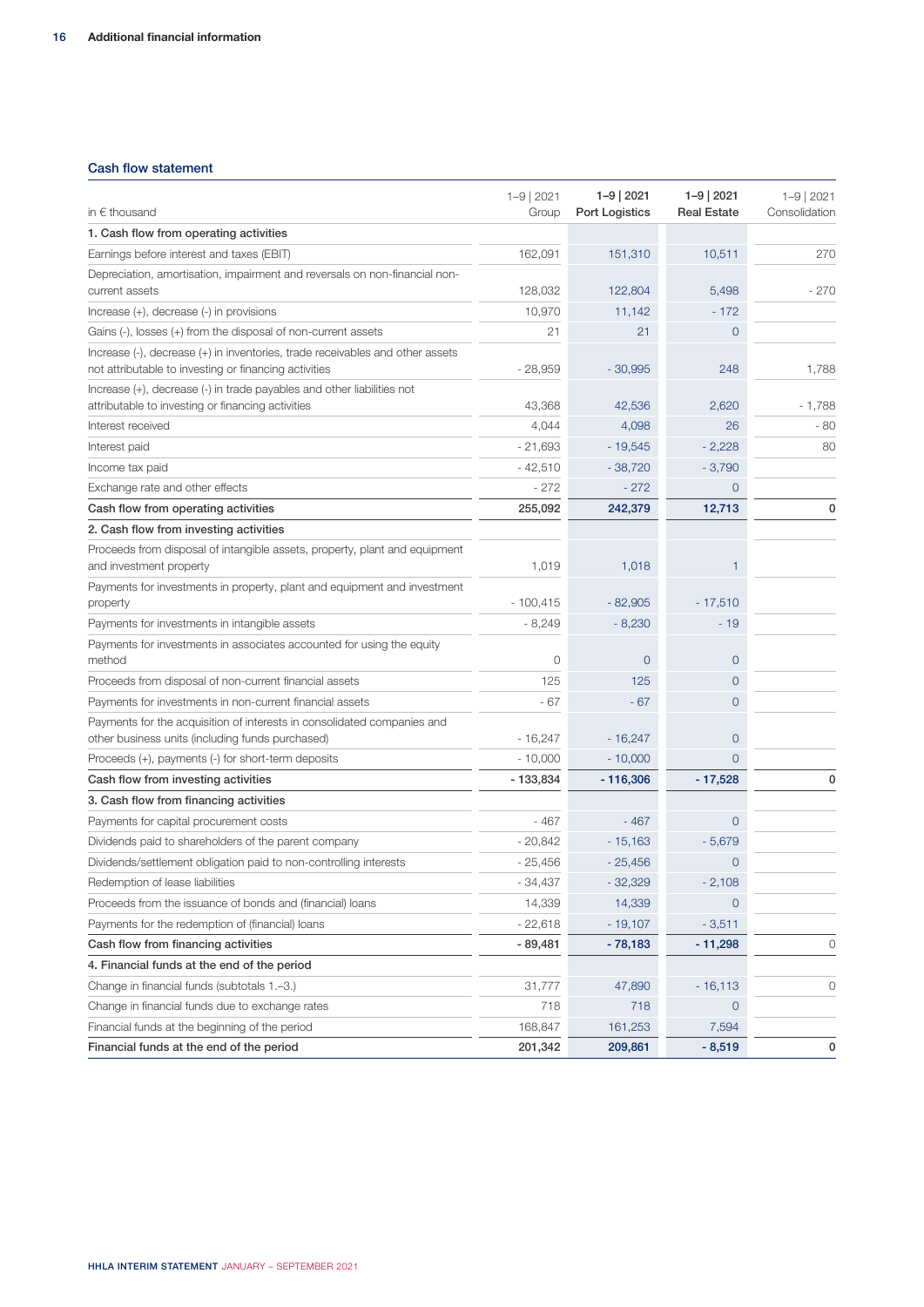## Cash flow statement

| in € thousand | 1–9 \| 2021 Group | 1–9 \| 2021 Port Logistics | 1–9 \| 2021 Real Estate | 1–9 \| 2021 Consolidation |
|---|---|---|---|---|
| **1. Cash flow from operating activities** | | | | |
| Earnings before interest and taxes (EBIT) | 162,091 | 151,310 | 10,511 | 270 |
| Depreciation, amortisation, impairment and reversals on non-financial non-current assets | 128,032 | 122,804 | 5,498 | - 270 |
| Increase (+), decrease (-) in provisions | 10,970 | 11,142 | - 172 | |
| Gains (-), losses (+) from the disposal of non-current assets | 21 | 21 | 0 | |
| Increase (-), decrease (+) in inventories, trade receivables and other assets not attributable to investing or financing activities | - 28,959 | - 30,995 | 248 | 1,788 |
| Increase (+), decrease (-) in trade payables and other liabilities not attributable to investing or financing activities | 43,368 | 42,536 | 2,620 | - 1,788 |
| Interest received | 4,044 | 4,098 | 26 | - 80 |
| Interest paid | - 21,693 | - 19,545 | - 2,228 | 80 |
| Income tax paid | - 42,510 | - 38,720 | - 3,790 | |
| Exchange rate and other effects | - 272 | - 272 | 0 | |
| **Cash flow from operating activities** | **255,092** | **242,379** | **12,713** | **0** |
| **2. Cash flow from investing activities** | | | | |
| Proceeds from disposal of intangible assets, property, plant and equipment and investment property | 1,019 | 1,018 | 1 | |
| Payments for investments in property, plant and equipment and investment property | - 100,415 | - 82,905 | - 17,510 | |
| Payments for investments in intangible assets | - 8,249 | - 8,230 | - 19 | |
| Payments for investments in associates accounted for using the equity method | 0 | 0 | 0 | |
| Proceeds from disposal of non-current financial assets | 125 | 125 | 0 | |
| Payments for investments in non-current financial assets | - 67 | - 67 | 0 | |
| Payments for the acquisition of interests in consolidated companies and other business units (including funds purchased) | - 16,247 | - 16,247 | 0 | |
| Proceeds (+), payments (-) for short-term deposits | - 10,000 | - 10,000 | 0 | |
| **Cash flow from investing activities** | **- 133,834** | **- 116,306** | **- 17,528** | **0** |
| **3. Cash flow from financing activities** | | | | |
| Payments for capital procurement costs | - 467 | - 467 | 0 | |
| Dividends paid to shareholders of the parent company | - 20,842 | - 15,163 | - 5,679 | |
| Dividends/settlement obligation paid to non-controlling interests | - 25,456 | - 25,456 | 0 | |
| Redemption of lease liabilities | - 34,437 | - 32,329 | - 2,108 | |
| Proceeds from the issuance of bonds and (financial) loans | 14,339 | 14,339 | 0 | |
| Payments for the redemption of (financial) loans | - 22,618 | - 19,107 | - 3,511 | |
| **Cash flow from financing activities** | **- 89,481** | **- 78,183** | **- 11,298** | 0 |
| **4. Financial funds at the end of the period** | | | | |
| Change in financial funds (subtotals 1.–3.) | 31,777 | 47,890 | - 16,113 | 0 |
| Change in financial funds due to exchange rates | 718 | 718 | 0 | |
| Financial funds at the beginning of the period | 168,847 | 161,253 | 7,594 | |
| **Financial funds at the end of the period** | **201,342** | **209,861** | **- 8,519** | **0** |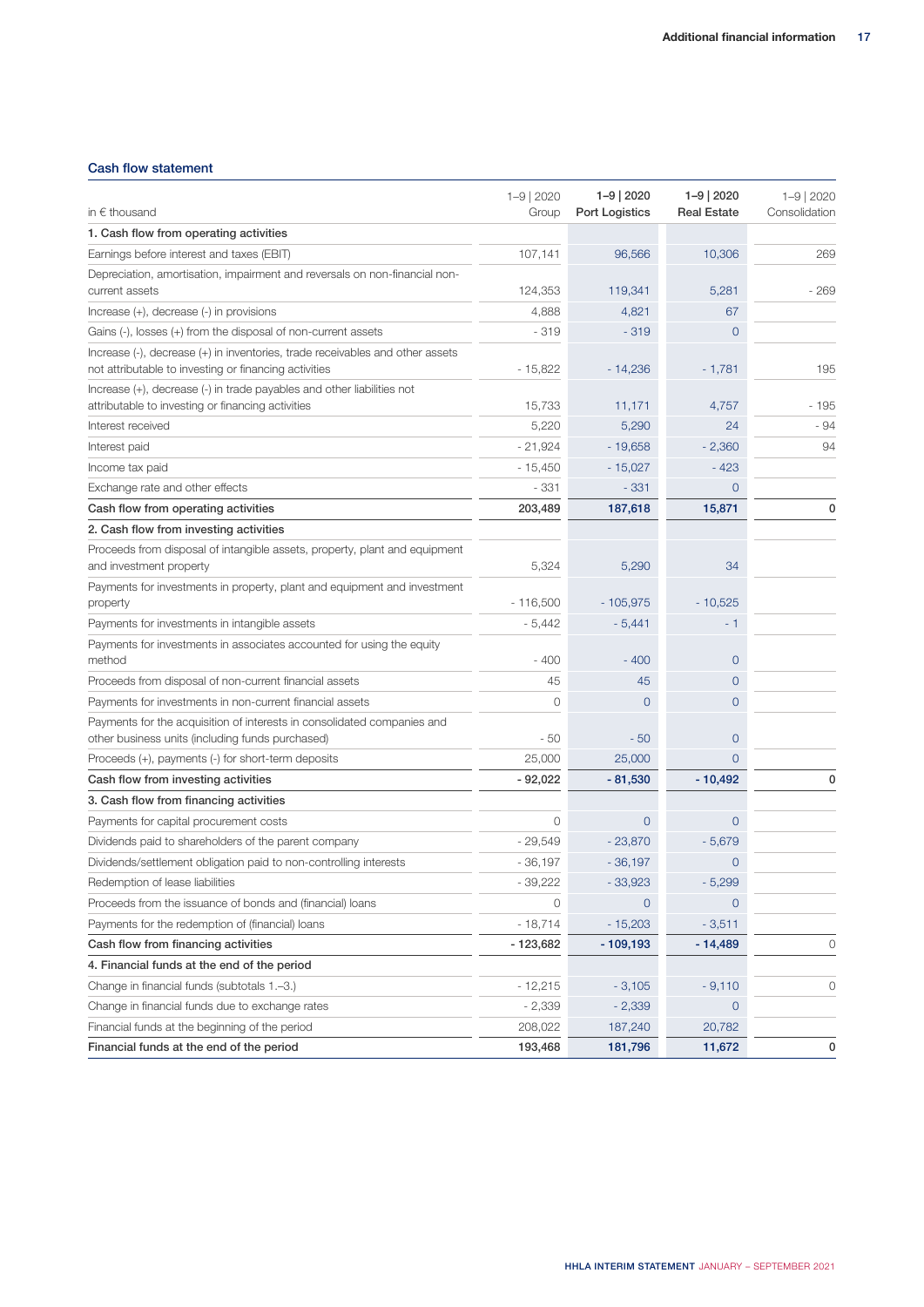## Cash flow statement

| in € thousand | 1–9 \| 2020 Group | 1–9 \| 2020 Port Logistics | 1–9 \| 2020 Real Estate | 1–9 \| 2020 Consolidation |
|---|---|---|---|---|
| **1. Cash flow from operating activities** | | | | |
| Earnings before interest and taxes (EBIT) | 107,141 | 96,566 | 10,306 | 269 |
| Depreciation, amortisation, impairment and reversals on non-financial non-current assets | 124,353 | 119,341 | 5,281 | - 269 |
| Increase (+), decrease (-) in provisions | 4,888 | 4,821 | 67 | |
| Gains (-), losses (+) from the disposal of non-current assets | - 319 | - 319 | 0 | |
| Increase (-), decrease (+) in inventories, trade receivables and other assets not attributable to investing or financing activities | - 15,822 | - 14,236 | - 1,781 | 195 |
| Increase (+), decrease (-) in trade payables and other liabilities not attributable to investing or financing activities | 15,733 | 11,171 | 4,757 | - 195 |
| Interest received | 5,220 | 5,290 | 24 | - 94 |
| Interest paid | - 21,924 | - 19,658 | - 2,360 | 94 |
| Income tax paid | - 15,450 | - 15,027 | - 423 | |
| Exchange rate and other effects | - 331 | - 331 | 0 | |
| **Cash flow from operating activities** | **203,489** | **187,618** | **15,871** | **0** |
| **2. Cash flow from investing activities** | | | | |
| Proceeds from disposal of intangible assets, property, plant and equipment and investment property | 5,324 | 5,290 | 34 | |
| Payments for investments in property, plant and equipment and investment property | - 116,500 | - 105,975 | - 10,525 | |
| Payments for investments in intangible assets | - 5,442 | - 5,441 | - 1 | |
| Payments for investments in associates accounted for using the equity method | - 400 | - 400 | 0 | |
| Proceeds from disposal of non-current financial assets | 45 | 45 | 0 | |
| Payments for investments in non-current financial assets | 0 | 0 | 0 | |
| Payments for the acquisition of interests in consolidated companies and other business units (including funds purchased) | - 50 | - 50 | 0 | |
| Proceeds (+), payments (-) for short-term deposits | 25,000 | 25,000 | 0 | |
| **Cash flow from investing activities** | **- 92,022** | **- 81,530** | **- 10,492** | **0** |
| **3. Cash flow from financing activities** | | | | |
| Payments for capital procurement costs | 0 | 0 | 0 | |
| Dividends paid to shareholders of the parent company | - 29,549 | - 23,870 | - 5,679 | |
| Dividends/settlement obligation paid to non-controlling interests | - 36,197 | - 36,197 | 0 | |
| Redemption of lease liabilities | - 39,222 | - 33,923 | - 5,299 | |
| Proceeds from the issuance of bonds and (financial) loans | 0 | 0 | 0 | |
| Payments for the redemption of (financial) loans | - 18,714 | - 15,203 | - 3,511 | |
| **Cash flow from financing activities** | **- 123,682** | **- 109,193** | **- 14,489** | 0 |
| **4. Financial funds at the end of the period** | | | | |
| Change in financial funds (subtotals 1.–3.) | - 12,215 | - 3,105 | - 9,110 | 0 |
| Change in financial funds due to exchange rates | - 2,339 | - 2,339 | 0 | |
| Financial funds at the beginning of the period | 208,022 | 187,240 | 20,782 | |
| **Financial funds at the end of the period** | **193,468** | **181,796** | **11,672** | **0** |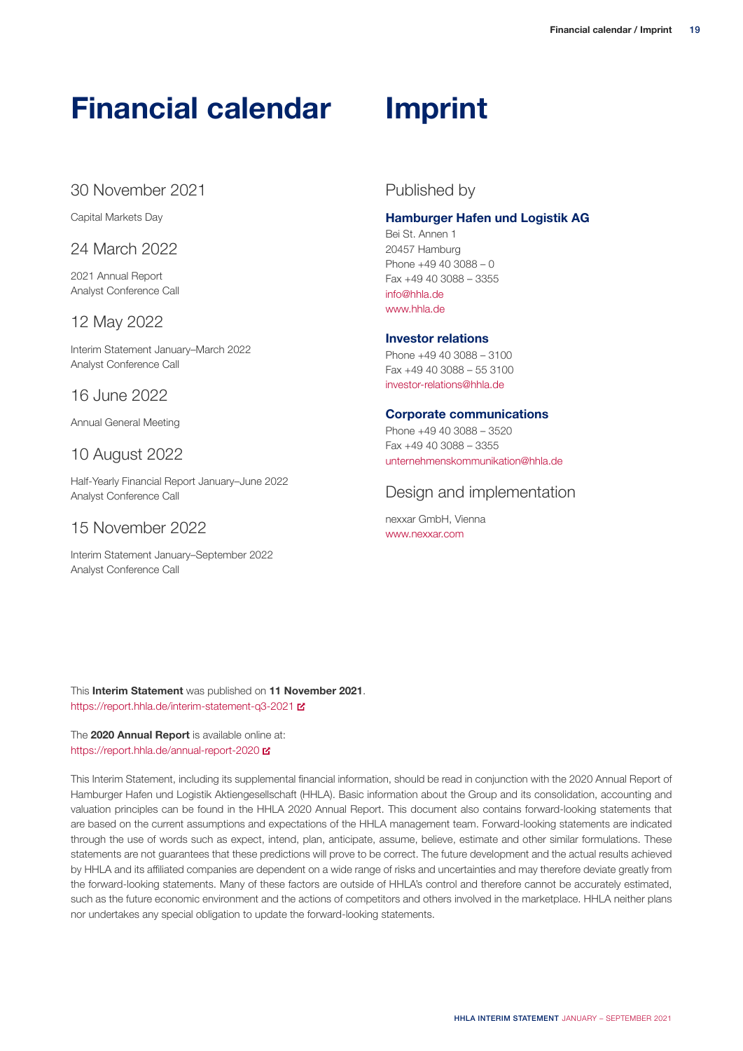# Financial calendar

### 30 November 2021

Capital Markets Day

### 24 March 2022

2021 Annual Report
Analyst Conference Call

### 12 May 2022

Interim Statement January–March 2022
Analyst Conference Call

### 16 June 2022

Annual General Meeting

### 10 August 2022

Half-Yearly Financial Report January–June 2022
Analyst Conference Call

### 15 November 2022

Interim Statement January–September 2022
Analyst Conference Call

# Imprint

### Published by

**Hamburger Hafen und Logistik AG**
Bei St. Annen 1
20457 Hamburg
Phone +49 40 3088 – 0
Fax +49 40 3088 – 3355
info@hhla.de
www.hhla.de

**Investor relations**
Phone +49 40 3088 – 3100
Fax +49 40 3088 – 55 3100
investor-relations@hhla.de

**Corporate communications**
Phone +49 40 3088 – 3520
Fax +49 40 3088 – 3355
unternehmenskommunikation@hhla.de

### Design and implementation

nexxar GmbH, Vienna
www.nexxar.com

This **Interim Statement** was published on **11 November 2021**.
https://report.hhla.de/interim-statement-q3-2021

The **2020 Annual Report** is available online at:
https://report.hhla.de/annual-report-2020

This Interim Statement, including its supplemental financial information, should be read in conjunction with the 2020 Annual Report of Hamburger Hafen und Logistik Aktiengesellschaft (HHLA). Basic information about the Group and its consolidation, accounting and valuation principles can be found in the HHLA 2020 Annual Report. This document also contains forward-looking statements that are based on the current assumptions and expectations of the HHLA management team. Forward-looking statements are indicated through the use of words such as expect, intend, plan, anticipate, assume, believe, estimate and other similar formulations. These statements are not guarantees that these predictions will prove to be correct. The future development and the actual results achieved by HHLA and its affiliated companies are dependent on a wide range of risks and uncertainties and may therefore deviate greatly from the forward-looking statements. Many of these factors are outside of HHLA's control and therefore cannot be accurately estimated, such as the future economic environment and the actions of competitors and others involved in the marketplace. HHLA neither plans nor undertakes any special obligation to update the forward-looking statements.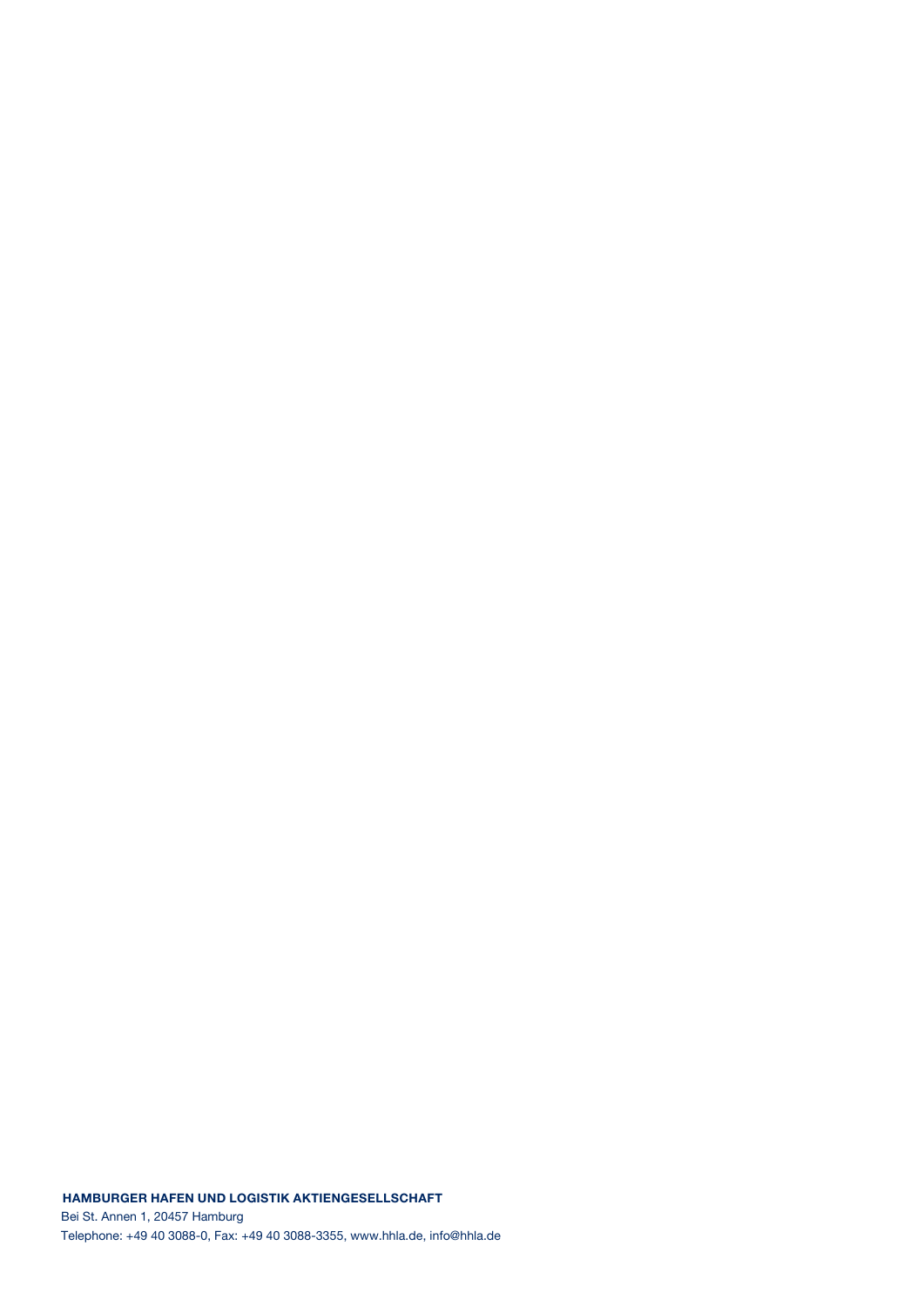**HAMBURGER HAFEN UND LOGISTIK AKTIENGESELLSCHAFT**

Bei St. Annen 1, 20457 Hamburg

Telephone: +49 40 3088-0, Fax: +49 40 3088-3355, www.hhla.de, info@hhla.de